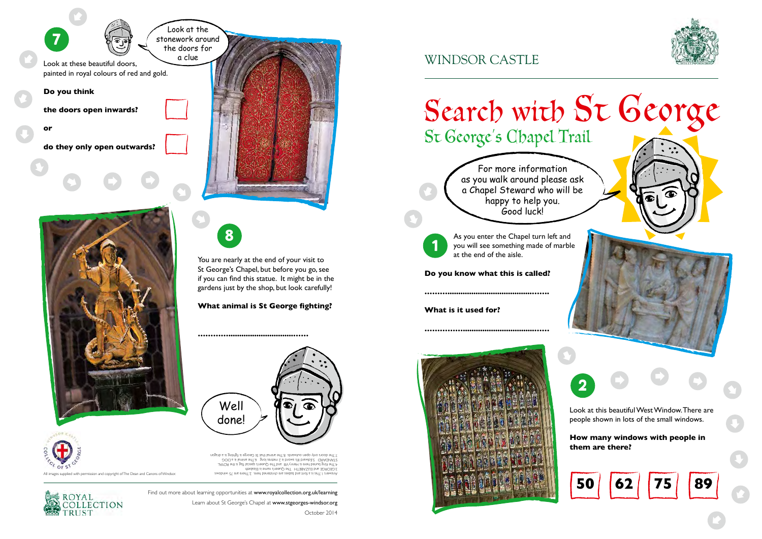## 7

Look at the stonework around the doors for a clue

Look at these beautiful doors, painted in royal colours of red and gold.

**Do you think**

**the doors open inwards?** ☐

**or**

**do they only open outwards?** ☐

## 8

You are nearly at the end of your visit to St George's Chapel, but before you go, see if you can find this statue. It might be in the gardens just by the shop, but look carefully!

**What animal is St George fighting?**

..............................................

Well done!

Answers: 1. This is a font and babies are christened here. 2. There are 75 windows 3. GEORGE and ELIZABETH. The Queen's name is Elizabeth 4. The king buried here is Henry VIII and the Queen's special flag is the ROYAL STANDARD. Edward III's sword is 2 metres long. 6. The animal is a DOG 7. The doors only open outwards. 8. The animal that St George is fighting is a dragon

All images supplied with permission and copyright of The Dean and Canons of Windsor.

ROYAL COLLECTION TRUST

Find out more about learning opportunities at **www.royalcollection.org.uk/learning**

Learn about St George's Chapel at **www.stgeorges-windsor.org**

October 2014

# WINDSOR CASTLE

# Search with St George

## St George's Chapel Trail

For more information as you walk around please ask a Chapel Steward who will be happy to help you. Good luck!

## 1

As you enter the Chapel turn left and you will see something made of marble at the end of the aisle.

**Do you know what this is called?**

..............................................

**What is it used for?**

..............................................

## 2

Look at this beautiful West Window. There are people shown in lots of the small windows.

**How many windows with people in them are there?**

| 50 | 62 | 75 | 89 |
|---|---|---|---|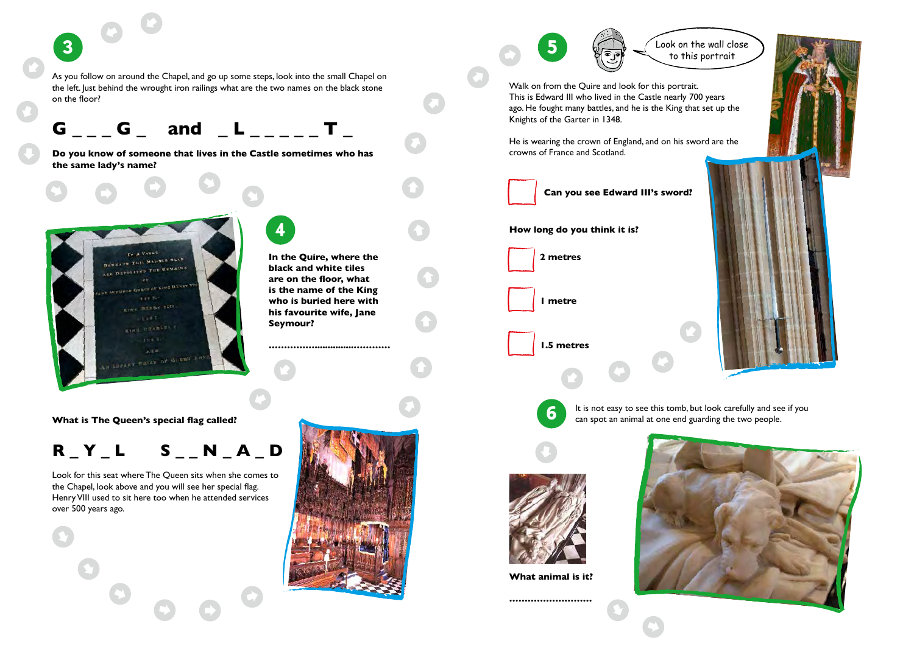## 3

As you follow on around the Chapel, and go up some steps, look into the small Chapel on the left. Just behind the wrought iron railings what are the two names on the black stone on the floor?

**G _ _ _ G _ and _ L _ _ _ _ _ T _**

**Do you know of someone that lives in the Castle sometimes who has the same lady's name?**

## 4

**In the Quire, where the black and white tiles are on the floor, what is the name of the King who is buried here with his favourite wife, Jane Seymour?**

..........................................

**What is The Queen's special flag called?**

**R _ Y _ L S _ _ N _ A _ D**

Look for this seat where The Queen sits when she comes to the Chapel, look above and you will see her special flag. Henry VIII used to sit here too when he attended services over 500 years ago.

## 5

Look on the wall close to this portrait

Walk on from the Quire and look for this portrait. This is Edward III who lived in the Castle nearly 700 years ago. He fought many battles, and he is the King that set up the Knights of the Garter in 1348.

He is wearing the crown of England, and on his sword are the crowns of France and Scotland.

- [ ] **Can you see Edward III's sword?**

**How long do you think it is?**

- [ ] **2 metres**
- [ ] **1 metre**
- [ ] **1.5 metres**

## 6

It is not easy to see this tomb, but look carefully and see if you can spot an animal at one end guarding the two people.

**What animal is it?**

...........................